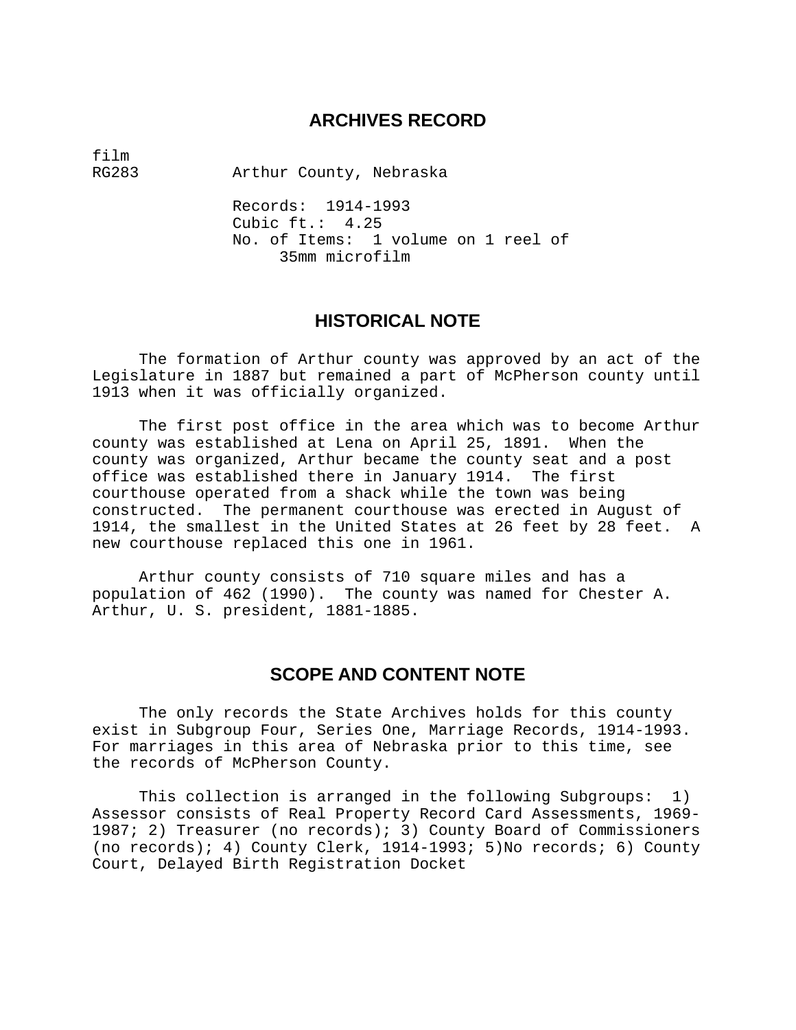## ARCHIVES RECORD

film
RG283 Arthur County, Nebraska

Records: 1914-1993
Cubic ft.: 4.25
No. of Items: 1 volume on 1 reel of 35mm microfilm

## HISTORICAL NOTE

The formation of Arthur county was approved by an act of the Legislature in 1887 but remained a part of McPherson county until 1913 when it was officially organized.

The first post office in the area which was to become Arthur county was established at Lena on April 25, 1891. When the county was organized, Arthur became the county seat and a post office was established there in January 1914. The first courthouse operated from a shack while the town was being constructed. The permanent courthouse was erected in August of 1914, the smallest in the United States at 26 feet by 28 feet. A new courthouse replaced this one in 1961.

Arthur county consists of 710 square miles and has a population of 462 (1990). The county was named for Chester A. Arthur, U. S. president, 1881-1885.

## SCOPE AND CONTENT NOTE

The only records the State Archives holds for this county exist in Subgroup Four, Series One, Marriage Records, 1914-1993. For marriages in this area of Nebraska prior to this time, see the records of McPherson County.

This collection is arranged in the following Subgroups: 1) Assessor consists of Real Property Record Card Assessments, 1969-1987; 2) Treasurer (no records); 3) County Board of Commissioners (no records); 4) County Clerk, 1914-1993; 5)No records; 6) County Court, Delayed Birth Registration Docket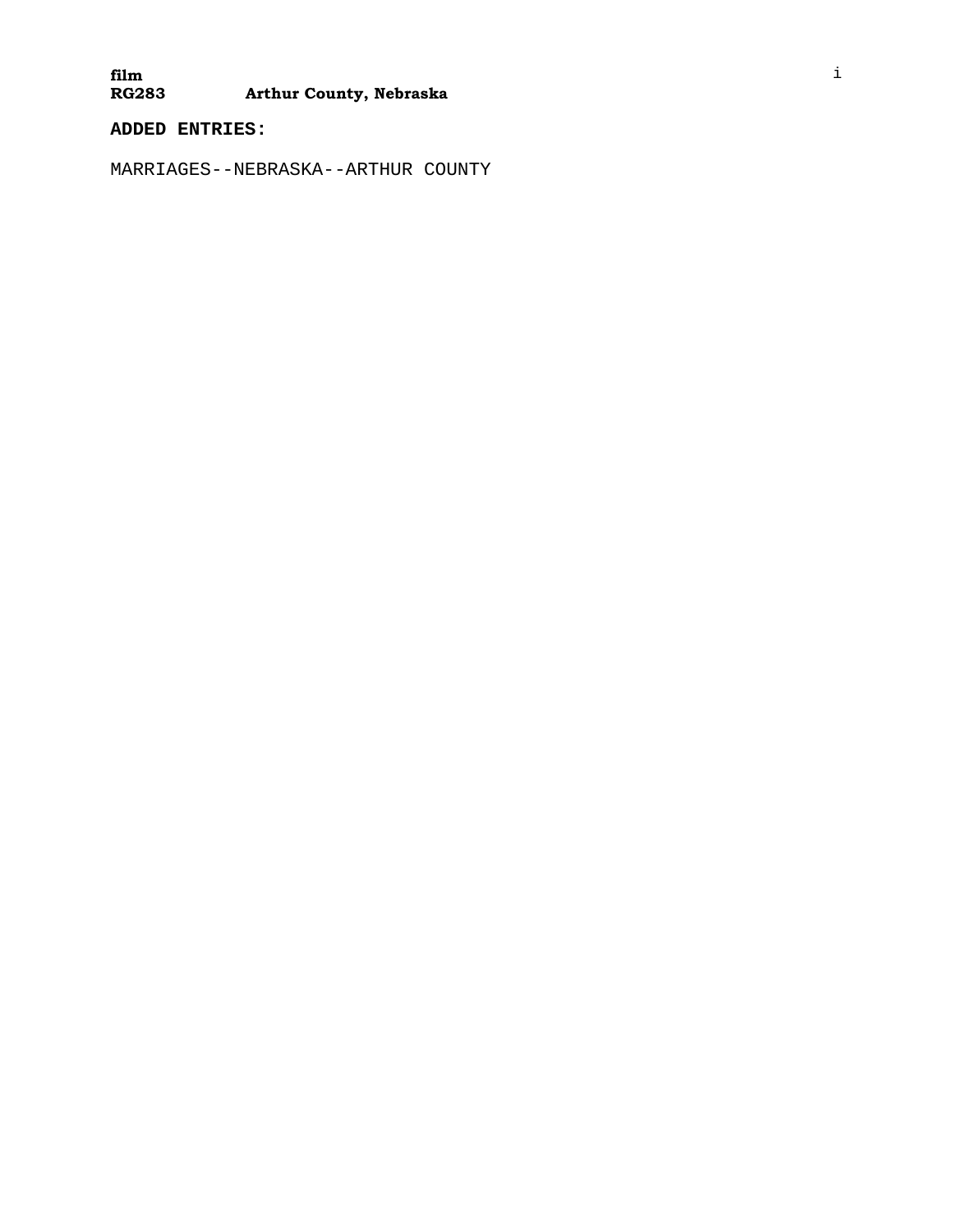**film**
**RG283 Arthur County, Nebraska**

**ADDED ENTRIES:**

MARRIAGES--NEBRASKA--ARTHUR COUNTY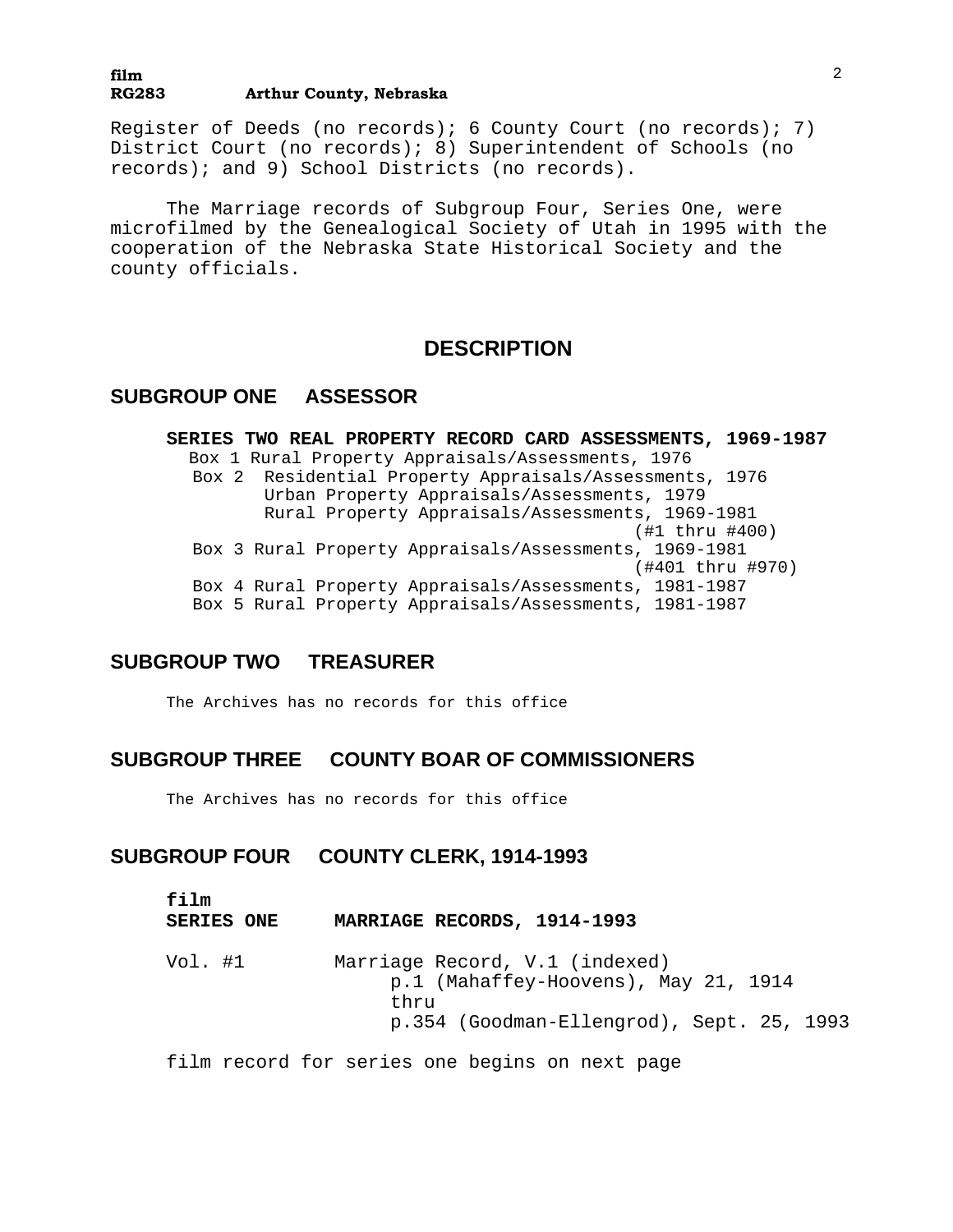Register of Deeds (no records); 6 County Court (no records); 7) District Court (no records); 8) Superintendent of Schools (no records); and 9) School Districts (no records).

The Marriage records of Subgroup Four, Series One, were microfilmed by the Genealogical Society of Utah in 1995 with the cooperation of the Nebraska State Historical Society and the county officials.

# DESCRIPTION

## SUBGROUP ONE ASSESSOR

**SERIES TWO REAL PROPERTY RECORD CARD ASSESSMENTS, 1969-1987**

Box 1 Rural Property Appraisals/Assessments, 1976
Box 2 Residential Property Appraisals/Assessments, 1976
Urban Property Appraisals/Assessments, 1979
Rural Property Appraisals/Assessments, 1969-1981 (#1 thru #400)
Box 3 Rural Property Appraisals/Assessments, 1969-1981 (#401 thru #970)
Box 4 Rural Property Appraisals/Assessments, 1981-1987
Box 5 Rural Property Appraisals/Assessments, 1981-1987

## SUBGROUP TWO TREASURER

The Archives has no records for this office

## SUBGROUP THREE COUNTY BOAR OF COMMISSIONERS

The Archives has no records for this office

## SUBGROUP FOUR COUNTY CLERK, 1914-1993

**film**
**SERIES ONE MARRIAGE RECORDS, 1914-1993**

Vol. #1 Marriage Record, V.1 (indexed)
p.1 (Mahaffey-Hoovens), May 21, 1914
thru
p.354 (Goodman-Ellengrod), Sept. 25, 1993

film record for series one begins on next page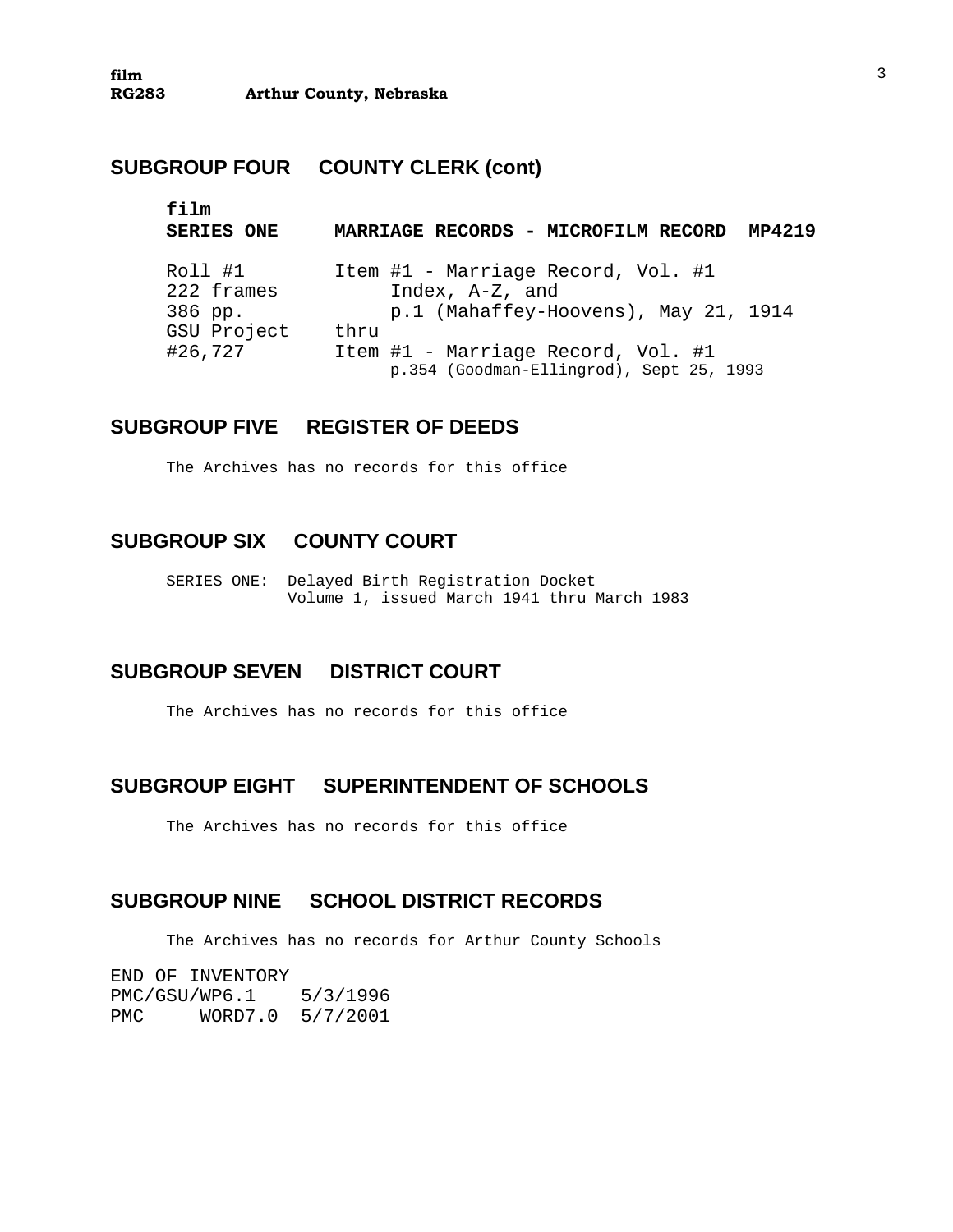**film**
**RG283** **Arthur County, Nebraska**

## SUBGROUP FOUR COUNTY CLERK (cont)

**film**
**SERIES ONE** **MARRIAGE RECORDS - MICROFILM RECORD MP4219**

| | |
|---|---|
| Roll #1<br>222 frames<br>386 pp.<br>GSU Project<br>#26,727 | Item #1 - Marriage Record, Vol. #1<br>Index, A-Z, and<br>p.1 (Mahaffey-Hoovens), May 21, 1914<br>thru<br>Item #1 - Marriage Record, Vol. #1<br>p.354 (Goodman-Ellingrod), Sept 25, 1993 |

## SUBGROUP FIVE REGISTER OF DEEDS

The Archives has no records for this office

## SUBGROUP SIX COUNTY COURT

SERIES ONE: Delayed Birth Registration Docket
Volume 1, issued March 1941 thru March 1983

## SUBGROUP SEVEN DISTRICT COURT

The Archives has no records for this office

## SUBGROUP EIGHT SUPERINTENDENT OF SCHOOLS

The Archives has no records for this office

## SUBGROUP NINE SCHOOL DISTRICT RECORDS

The Archives has no records for Arthur County Schools

END OF INVENTORY
PMC/GSU/WP6.1 5/3/1996
PMC WORD7.0 5/7/2001